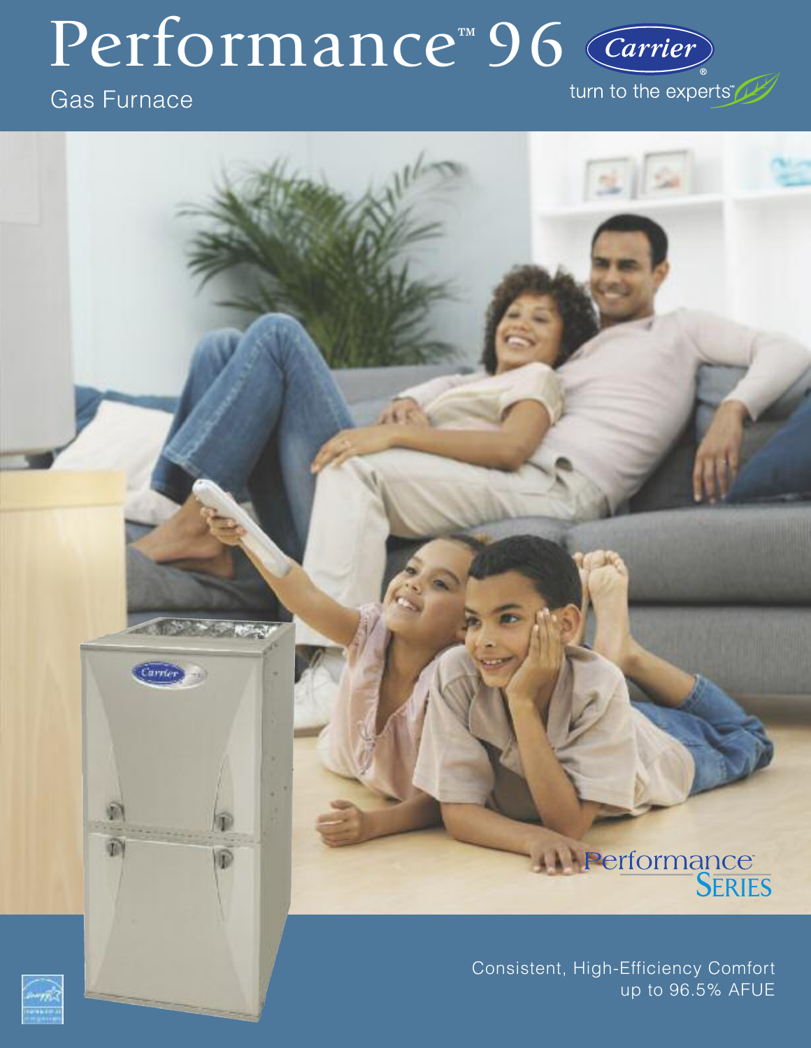# Performance™ 96

Gas Furnace

Carrier®

turn to the experts™

Performance SERIES

Consistent, High-Efficiency Comfort
up to 96.5% AFUE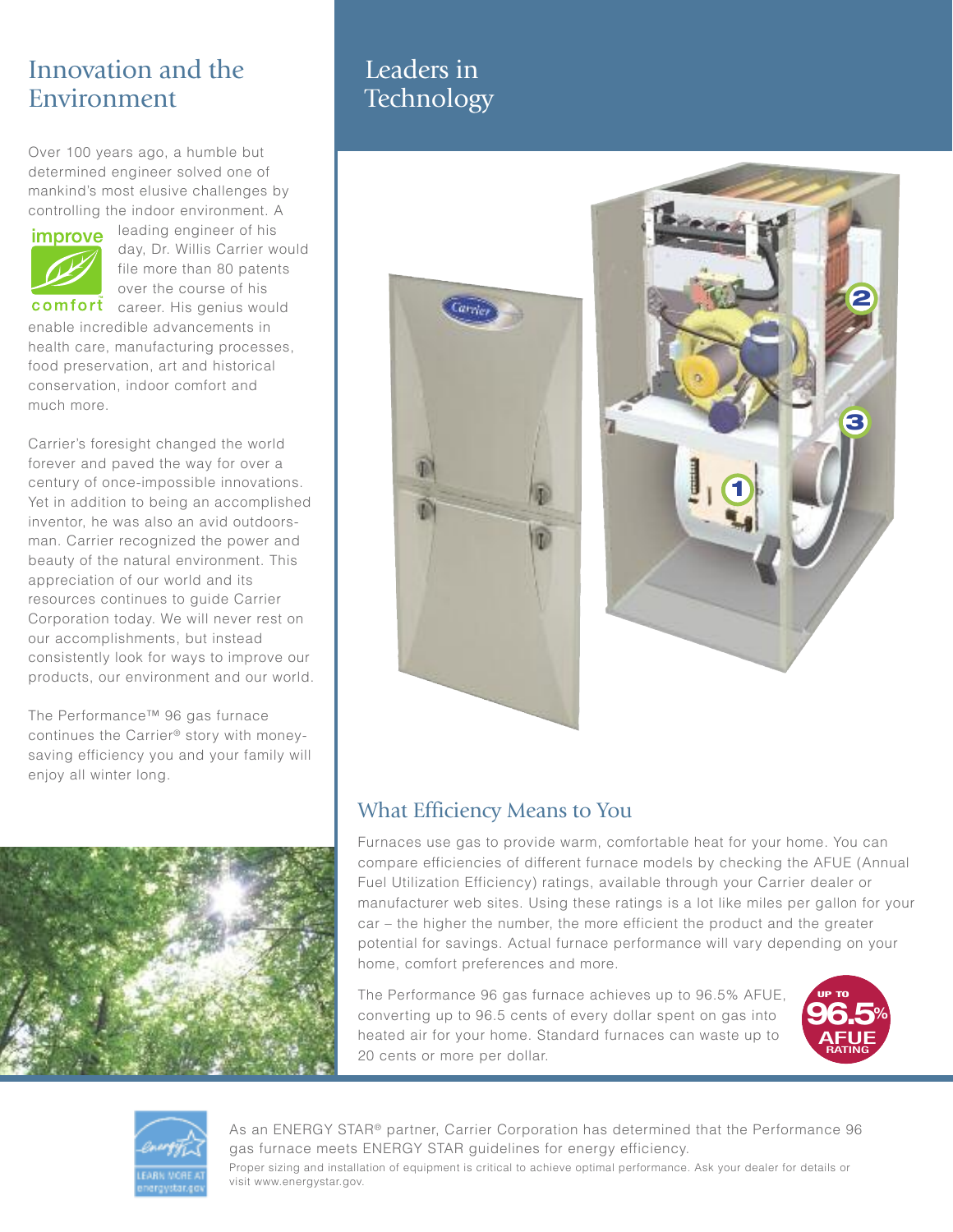## Innovation and the Environment

Over 100 years ago, a humble but determined engineer solved one of mankind's most elusive challenges by controlling the indoor environment. A leading engineer of his day, Dr. Willis Carrier would file more than 80 patents over the course of his career. His genius would enable incredible advancements in health care, manufacturing processes, food preservation, art and historical conservation, indoor comfort and much more.

Carrier's foresight changed the world forever and paved the way for over a century of once-impossible innovations. Yet in addition to being an accomplished inventor, he was also an avid outdoorsman. Carrier recognized the power and beauty of the natural environment. This appreciation of our world and its resources continues to guide Carrier Corporation today. We will never rest on our accomplishments, but instead consistently look for ways to improve our products, our environment and our world.

The Performance™ 96 gas furnace continues the Carrier® story with money-saving efficiency you and your family will enjoy all winter long.

## Leaders in Technology

### What Efficiency Means to You

Furnaces use gas to provide warm, comfortable heat for your home. You can compare efficiencies of different furnace models by checking the AFUE (Annual Fuel Utilization Efficiency) ratings, available through your Carrier dealer or manufacturer web sites. Using these ratings is a lot like miles per gallon for your car – the higher the number, the more efficient the product and the greater potential for savings. Actual furnace performance will vary depending on your home, comfort preferences and more.

The Performance 96 gas furnace achieves up to 96.5% AFUE, converting up to 96.5 cents of every dollar spent on gas into heated air for your home. Standard furnaces can waste up to 20 cents or more per dollar.

UP TO 96.5% AFUE RATING

As an ENERGY STAR® partner, Carrier Corporation has determined that the Performance 96 gas furnace meets ENERGY STAR guidelines for energy efficiency.

Proper sizing and installation of equipment is critical to achieve optimal performance. Ask your dealer for details or visit www.energystar.gov.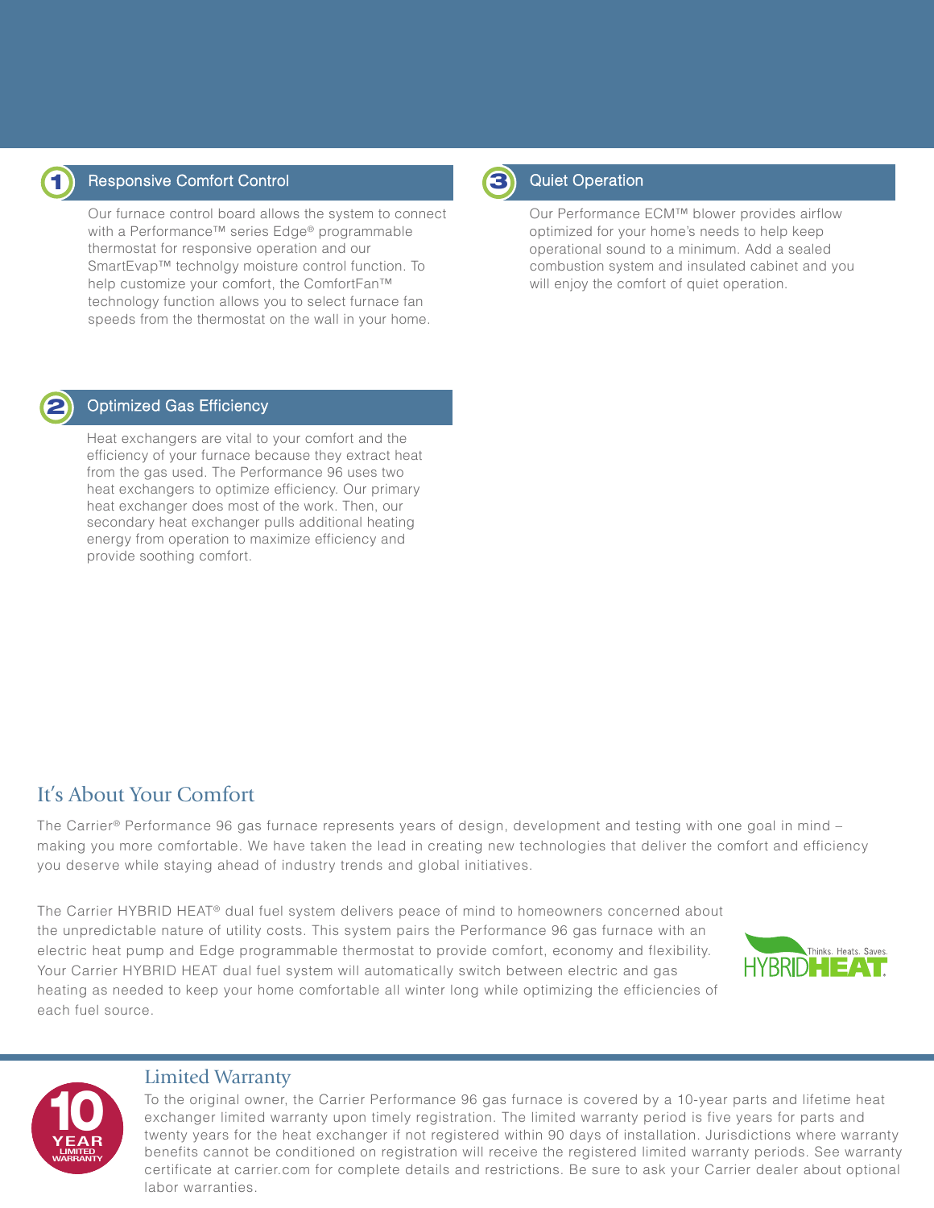## 1 Responsive Comfort Control

Our furnace control board allows the system to connect with a Performance™ series Edge® programmable thermostat for responsive operation and our SmartEvap™ technolgy moisture control function. To help customize your comfort, the ComfortFan™ technology function allows you to select furnace fan speeds from the thermostat on the wall in your home.

## 2 Optimized Gas Efficiency

Heat exchangers are vital to your comfort and the efficiency of your furnace because they extract heat from the gas used. The Performance 96 uses two heat exchangers to optimize efficiency. Our primary heat exchanger does most of the work. Then, our secondary heat exchanger pulls additional heating energy from operation to maximize efficiency and provide soothing comfort.

## 3 Quiet Operation

Our Performance ECM™ blower provides airflow optimized for your home's needs to help keep operational sound to a minimum. Add a sealed combustion system and insulated cabinet and you will enjoy the comfort of quiet operation.

## It's About Your Comfort

The Carrier® Performance 96 gas furnace represents years of design, development and testing with one goal in mind – making you more comfortable. We have taken the lead in creating new technologies that deliver the comfort and efficiency you deserve while staying ahead of industry trends and global initiatives.

The Carrier HYBRID HEAT® dual fuel system delivers peace of mind to homeowners concerned about the unpredictable nature of utility costs. This system pairs the Performance 96 gas furnace with an electric heat pump and Edge programmable thermostat to provide comfort, economy and flexibility. Your Carrier HYBRID HEAT dual fuel system will automatically switch between electric and gas heating as needed to keep your home comfortable all winter long while optimizing the efficiencies of each fuel source.

HYBRIDHEAT. Thinks. Heats. Saves.

## Limited Warranty

10 YEAR LIMITED WARRANTY

To the original owner, the Carrier Performance 96 gas furnace is covered by a 10-year parts and lifetime heat exchanger limited warranty upon timely registration. The limited warranty period is five years for parts and twenty years for the heat exchanger if not registered within 90 days of installation. Jurisdictions where warranty benefits cannot be conditioned on registration will receive the registered limited warranty periods. See warranty certificate at carrier.com for complete details and restrictions. Be sure to ask your Carrier dealer about optional labor warranties.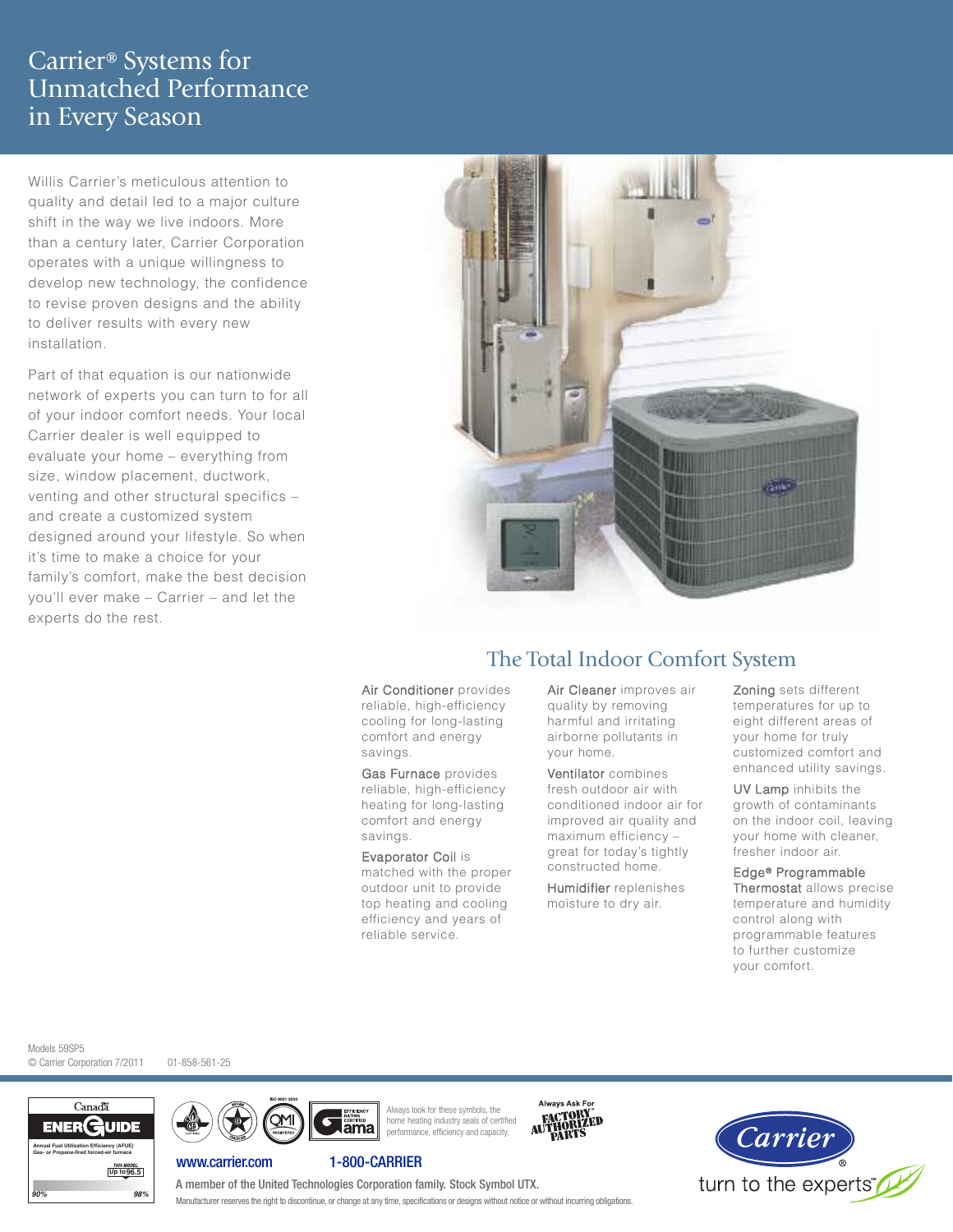# Carrier® Systems for Unmatched Performance in Every Season

Willis Carrier's meticulous attention to quality and detail led to a major culture shift in the way we live indoors. More than a century later, Carrier Corporation operates with a unique willingness to develop new technology, the confidence to revise proven designs and the ability to deliver results with every new installation.

Part of that equation is our nationwide network of experts you can turn to for all of your indoor comfort needs. Your local Carrier dealer is well equipped to evaluate your home – everything from size, window placement, ductwork, venting and other structural specifics – and create a customized system designed around your lifestyle. So when it's time to make a choice for your family's comfort, make the best decision you'll ever make – Carrier – and let the experts do the rest.

## The Total Indoor Comfort System

**Air Conditioner** provides reliable, high-efficiency cooling for long-lasting comfort and energy savings.

**Gas Furnace** provides reliable, high-efficiency heating for long-lasting comfort and energy savings.

**Evaporator Coil** is matched with the proper outdoor unit to provide top heating and cooling efficiency and years of reliable service.

**Air Cleaner** improves air quality by removing harmful and irritating airborne pollutants in your home.

**Ventilator** combines fresh outdoor air with conditioned indoor air for improved air quality and maximum efficiency – great for today's tightly constructed home.

**Humidifier** replenishes moisture to dry air.

**Zoning** sets different temperatures for up to eight different areas of your home for truly customized comfort and enhanced utility savings.

**UV Lamp** inhibits the growth of contaminants on the indoor coil, leaving your home with cleaner, fresher indoor air.

**Edge® Programmable Thermostat** allows precise temperature and humidity control along with programmable features to further customize your comfort.

Models 59SP5
© Carrier Corporation 7/2011    01-858-561-25

Canada
ENERGUIDE
Annual Fuel Utilization Efficiency (AFUE)
Gas- or Propane-fired forced-air furnace
THIS MODEL
Up to 96.5
90%    98%

Always look for these symbols, the home heating industry seals of certified performance, efficiency and capacity.

Always Ask For FACTORY AUTHORIZED PARTS

www.carrier.com    1-800-CARRIER

A member of the United Technologies Corporation family. Stock Symbol UTX.

Manufacturer reserves the right to discontinue, or change at any time, specifications or designs without notice or without incurring obligations.

Carrier® turn to the experts™